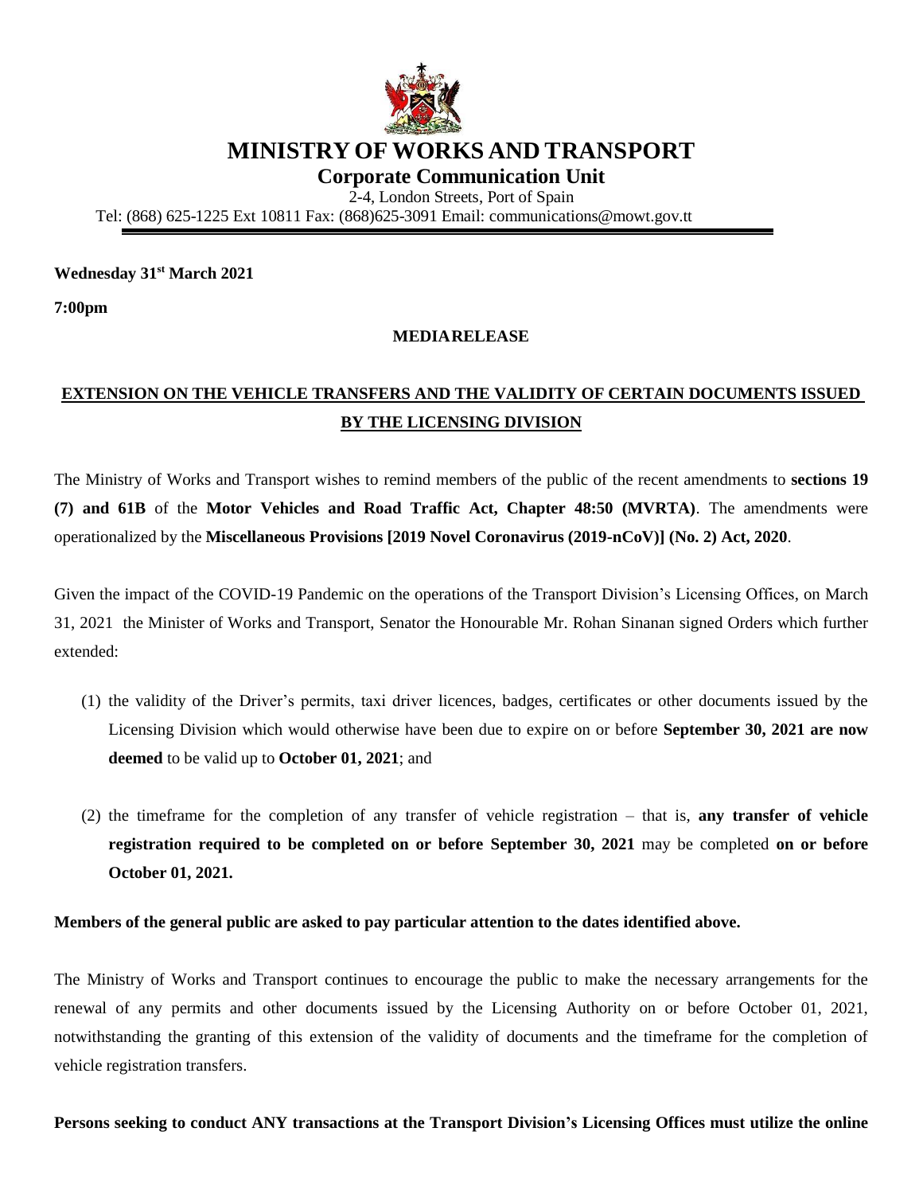# MINISTRY OF WORKS AND TRANSPORT

## Corporate Communication Unit

2-4, London Streets, Port of Spain

Tel: (868) 625-1225 Ext 10811 Fax: (868)625-3091 Email: communications@mowt.gov.tt

**Wednesday 31st March 2021**

**7:00pm**

**MEDIARELEASE**

**EXTENSION ON THE VEHICLE TRANSFERS AND THE VALIDITY OF CERTAIN DOCUMENTS ISSUED BY THE LICENSING DIVISION**

The Ministry of Works and Transport wishes to remind members of the public of the recent amendments to **sections 19 (7) and 61B** of the **Motor Vehicles and Road Traffic Act, Chapter 48:50 (MVRTA)**. The amendments were operationalized by the **Miscellaneous Provisions [2019 Novel Coronavirus (2019-nCoV)] (No. 2) Act, 2020**.

Given the impact of the COVID-19 Pandemic on the operations of the Transport Division's Licensing Offices, on March 31, 2021 the Minister of Works and Transport, Senator the Honourable Mr. Rohan Sinanan signed Orders which further extended:

(1) the validity of the Driver's permits, taxi driver licences, badges, certificates or other documents issued by the Licensing Division which would otherwise have been due to expire on or before **September 30, 2021 are now deemed** to be valid up to **October 01, 2021**; and

(2) the timeframe for the completion of any transfer of vehicle registration – that is, **any transfer of vehicle registration required to be completed on or before September 30, 2021** may be completed **on or before October 01, 2021.**

**Members of the general public are asked to pay particular attention to the dates identified above.**

The Ministry of Works and Transport continues to encourage the public to make the necessary arrangements for the renewal of any permits and other documents issued by the Licensing Authority on or before October 01, 2021, notwithstanding the granting of this extension of the validity of documents and the timeframe for the completion of vehicle registration transfers.

**Persons seeking to conduct ANY transactions at the Transport Division's Licensing Offices must utilize the online**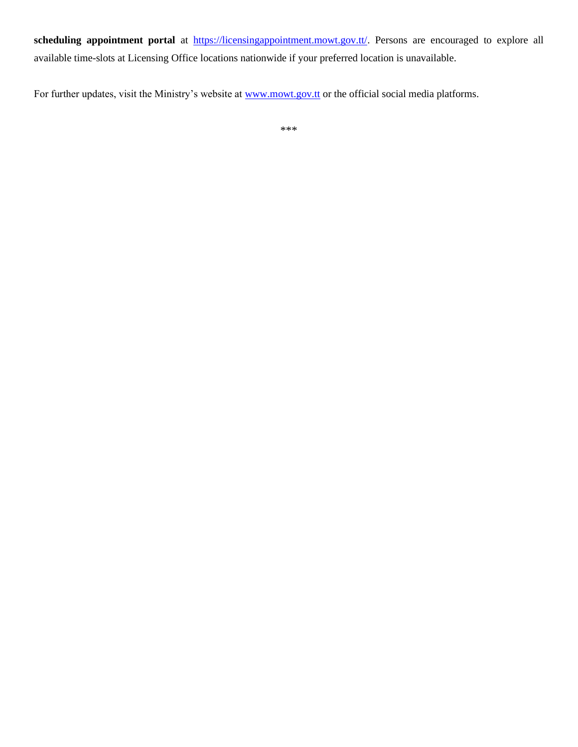**scheduling appointment portal** at https://licensingappointment.mowt.gov.tt/. Persons are encouraged to explore all available time-slots at Licensing Office locations nationwide if your preferred location is unavailable.

For further updates, visit the Ministry’s website at www.mowt.gov.tt or the official social media platforms.

***